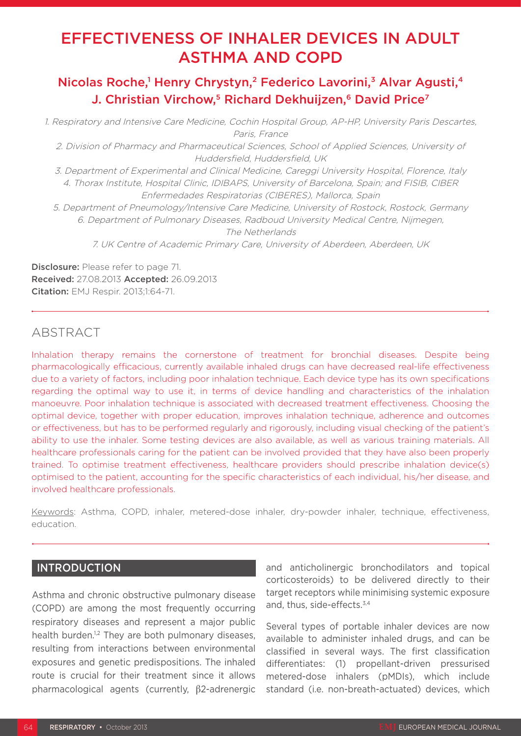# EFFECTIVENESS OF INHALER DEVICES IN ADULT ASTHMA AND COPD

## Nicolas Roche,[1] Henry Chrystyn,[2] Federico Lavorini,[3] Alvar Agusti,[4] J. Christian Virchow,[5] Richard Dekhuijzen,[6] David Price[7]

*1. Respiratory and Intensive Care Medicine, Cochin Hospital Group, AP-HP, University Paris Descartes, Paris, France*
*2. Division of Pharmacy and Pharmaceutical Sciences, School of Applied Sciences, University of Huddersfield, Huddersfield, UK*
*3. Department of Experimental and Clinical Medicine, Careggi University Hospital, Florence, Italy*
*4. Thorax Institute, Hospital Clinic, IDIBAPS, University of Barcelona, Spain; and FISIB, CIBER Enfermedades Respiratorias (CIBERES), Mallorca, Spain*
*5. Department of Pneumology/Intensive Care Medicine, University of Rostock, Rostock, Germany*
*6. Department of Pulmonary Diseases, Radboud University Medical Centre, Nijmegen, The Netherlands*
*7. UK Centre of Academic Primary Care, University of Aberdeen, Aberdeen, UK*

**Disclosure:** Please refer to page 71.
**Received:** 27.08.2013 **Accepted:** 26.09.2013
**Citation:** EMJ Respir. 2013;1:64-71.

## ABSTRACT

Inhalation therapy remains the cornerstone of treatment for bronchial diseases. Despite being pharmacologically efficacious, currently available inhaled drugs can have decreased real-life effectiveness due to a variety of factors, including poor inhalation technique. Each device type has its own specifications regarding the optimal way to use it, in terms of device handling and characteristics of the inhalation manoeuvre. Poor inhalation technique is associated with decreased treatment effectiveness. Choosing the optimal device, together with proper education, improves inhalation technique, adherence and outcomes or effectiveness, but has to be performed regularly and rigorously, including visual checking of the patient's ability to use the inhaler. Some testing devices are also available, as well as various training materials. All healthcare professionals caring for the patient can be involved provided that they have also been properly trained. To optimise treatment effectiveness, healthcare providers should prescribe inhalation device(s) optimised to the patient, accounting for the specific characteristics of each individual, his/her disease, and involved healthcare professionals.

Keywords: Asthma, COPD, inhaler, metered-dose inhaler, dry-powder inhaler, technique, effectiveness, education.

## INTRODUCTION

Asthma and chronic obstructive pulmonary disease (COPD) are among the most frequently occurring respiratory diseases and represent a major public health burden.[1,2] They are both pulmonary diseases, resulting from interactions between environmental exposures and genetic predispositions. The inhaled route is crucial for their treatment since it allows pharmacological agents (currently, β2-adrenergic and anticholinergic bronchodilators and topical corticosteroids) to be delivered directly to their target receptors while minimising systemic exposure and, thus, side-effects.[3,4]

Several types of portable inhaler devices are now available to administer inhaled drugs, and can be classified in several ways. The first classification differentiates: (1) propellant-driven pressurised metered-dose inhalers (pMDIs), which include standard (i.e. non-breath-actuated) devices, which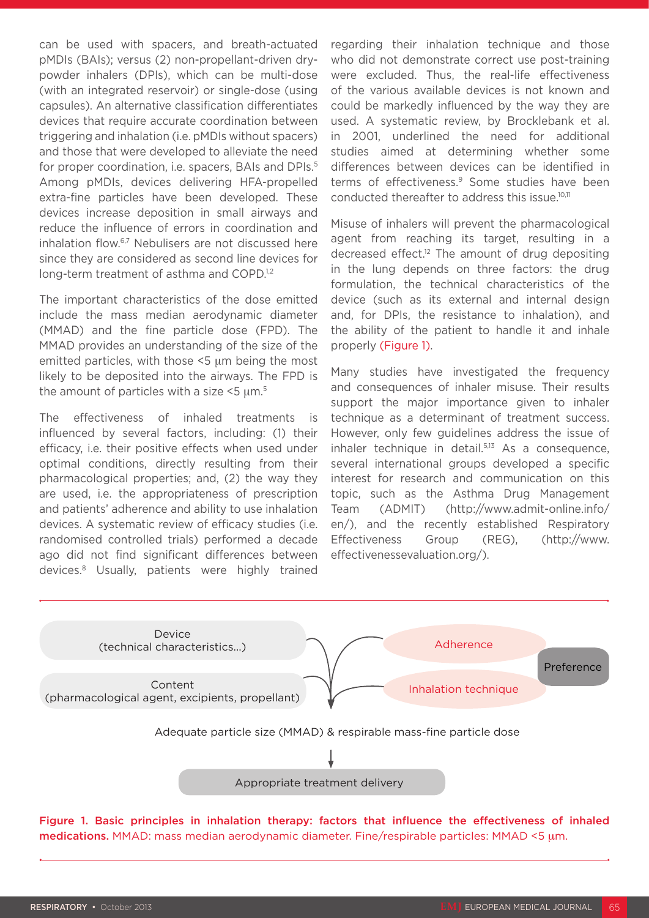can be used with spacers, and breath-actuated pMDIs (BAIs); versus (2) non-propellant-driven dry-powder inhalers (DPIs), which can be multi-dose (with an integrated reservoir) or single-dose (using capsules). An alternative classification differentiates devices that require accurate coordination between triggering and inhalation (i.e. pMDIs without spacers) and those that were developed to alleviate the need for proper coordination, i.e. spacers, BAIs and DPIs.[5] Among pMDIs, devices delivering HFA-propelled extra-fine particles have been developed. These devices increase deposition in small airways and reduce the influence of errors in coordination and inhalation flow.[6,7] Nebulisers are not discussed here since they are considered as second line devices for long-term treatment of asthma and COPD.[1,2]

The important characteristics of the dose emitted include the mass median aerodynamic diameter (MMAD) and the fine particle dose (FPD). The MMAD provides an understanding of the size of the emitted particles, with those <5 μm being the most likely to be deposited into the airways. The FPD is the amount of particles with a size <5 μm.[5]

The effectiveness of inhaled treatments is influenced by several factors, including: (1) their efficacy, i.e. their positive effects when used under optimal conditions, directly resulting from their pharmacological properties; and, (2) the way they are used, i.e. the appropriateness of prescription and patients' adherence and ability to use inhalation devices. A systematic review of efficacy studies (i.e. randomised controlled trials) performed a decade ago did not find significant differences between devices.[8] Usually, patients were highly trained regarding their inhalation technique and those who did not demonstrate correct use post-training were excluded. Thus, the real-life effectiveness of the various available devices is not known and could be markedly influenced by the way they are used. A systematic review, by Brocklebank et al. in 2001, underlined the need for additional studies aimed at determining whether some differences between devices can be identified in terms of effectiveness.[9] Some studies have been conducted thereafter to address this issue.[10,11]

Misuse of inhalers will prevent the pharmacological agent from reaching its target, resulting in a decreased effect.[12] The amount of drug depositing in the lung depends on three factors: the drug formulation, the technical characteristics of the device (such as its external and internal design and, for DPIs, the resistance to inhalation), and the ability of the patient to handle it and inhale properly (Figure 1).

Many studies have investigated the frequency and consequences of inhaler misuse. Their results support the major importance given to inhaler technique as a determinant of treatment success. However, only few guidelines address the issue of inhaler technique in detail.[5,13] As a consequence, several international groups developed a specific interest for research and communication on this topic, such as the Asthma Drug Management Team (ADMIT) (http://www.admit-online.info/en/), and the recently established Respiratory Effectiveness Group (REG), (http://www.effectivenessevaluation.org/).

Device (technical characteristics...)

Content (pharmacological agent, excipients, propellant)

Adherence

Inhalation technique

Preference

Adequate particle size (MMAD) & respirable mass-fine particle dose

Appropriate treatment delivery

**Figure 1. Basic principles in inhalation therapy: factors that influence the effectiveness of inhaled medications.** MMAD: mass median aerodynamic diameter. Fine/respirable particles: MMAD <5 μm.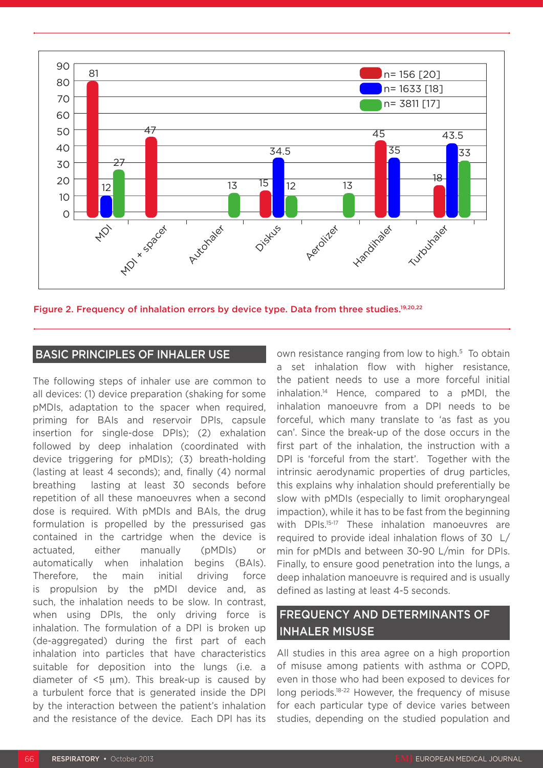Figure 2. Frequency of inhalation errors by device type. Data from three studies.[19,20,22]

## BASIC PRINCIPLES OF INHALER USE

The following steps of inhaler use are common to all devices: (1) device preparation (shaking for some pMDIs, adaptation to the spacer when required, priming for BAIs and reservoir DPIs, capsule insertion for single-dose DPIs); (2) exhalation followed by deep inhalation (coordinated with device triggering for pMDIs); (3) breath-holding (lasting at least 4 seconds); and, finally (4) normal breathing lasting at least 30 seconds before repetition of all these manoeuvres when a second dose is required. With pMDIs and BAIs, the drug formulation is propelled by the pressurised gas contained in the cartridge when the device is actuated, either manually (pMDIs) or automatically when inhalation begins (BAIs). Therefore, the main initial driving force is propulsion by the pMDI device and, as such, the inhalation needs to be slow. In contrast, when using DPIs, the only driving force is inhalation. The formulation of a DPI is broken up (de-aggregated) during the first part of each inhalation into particles that have characteristics suitable for deposition into the lungs (i.e. a diameter of <5 μm). This break-up is caused by a turbulent force that is generated inside the DPI by the interaction between the patient's inhalation and the resistance of the device. Each DPI has its own resistance ranging from low to high.[5] To obtain a set inhalation flow with higher resistance, the patient needs to use a more forceful initial inhalation.[14] Hence, compared to a pMDI, the inhalation manoeuvre from a DPI needs to be forceful, which many translate to 'as fast as you can'. Since the break-up of the dose occurs in the first part of the inhalation, the instruction with a DPI is 'forceful from the start'. Together with the intrinsic aerodynamic properties of drug particles, this explains why inhalation should preferentially be slow with pMDIs (especially to limit oropharyngeal impaction), while it has to be fast from the beginning with DPIs.[15-17] These inhalation manoeuvres are required to provide ideal inhalation flows of 30 L/min for pMDIs and between 30-90 L/min for DPIs. Finally, to ensure good penetration into the lungs, a deep inhalation manoeuvre is required and is usually defined as lasting at least 4-5 seconds.

## FREQUENCY AND DETERMINANTS OF INHALER MISUSE

All studies in this area agree on a high proportion of misuse among patients with asthma or COPD, even in those who had been exposed to devices for long periods.[18-22] However, the frequency of misuse for each particular type of device varies between studies, depending on the studied population and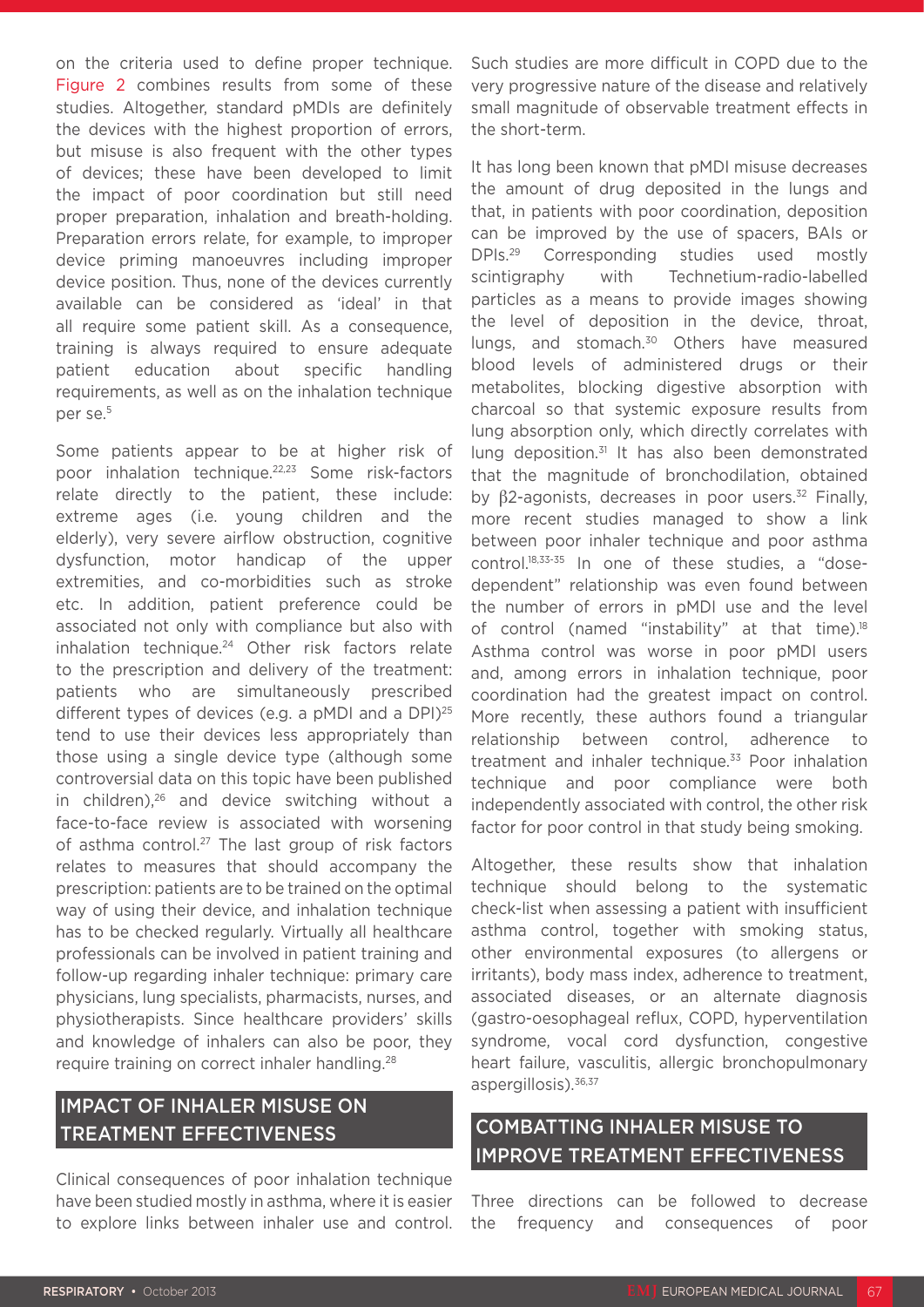on the criteria used to define proper technique. Figure 2 combines results from some of these studies. Altogether, standard pMDIs are definitely the devices with the highest proportion of errors, but misuse is also frequent with the other types of devices; these have been developed to limit the impact of poor coordination but still need proper preparation, inhalation and breath-holding. Preparation errors relate, for example, to improper device priming manoeuvres including improper device position. Thus, none of the devices currently available can be considered as 'ideal' in that all require some patient skill. As a consequence, training is always required to ensure adequate patient education about specific handling requirements, as well as on the inhalation technique per se.[5]

Some patients appear to be at higher risk of poor inhalation technique.[22,23] Some risk-factors relate directly to the patient, these include: extreme ages (i.e. young children and the elderly), very severe airflow obstruction, cognitive dysfunction, motor handicap of the upper extremities, and co-morbidities such as stroke etc. In addition, patient preference could be associated not only with compliance but also with inhalation technique.[24] Other risk factors relate to the prescription and delivery of the treatment: patients who are simultaneously prescribed different types of devices (e.g. a pMDI and a DPI)[25] tend to use their devices less appropriately than those using a single device type (although some controversial data on this topic have been published in children),[26] and device switching without a face-to-face review is associated with worsening of asthma control.[27] The last group of risk factors relates to measures that should accompany the prescription: patients are to be trained on the optimal way of using their device, and inhalation technique has to be checked regularly. Virtually all healthcare professionals can be involved in patient training and follow-up regarding inhaler technique: primary care physicians, lung specialists, pharmacists, nurses, and physiotherapists. Since healthcare providers' skills and knowledge of inhalers can also be poor, they require training on correct inhaler handling.[28]

## IMPACT OF INHALER MISUSE ON TREATMENT EFFECTIVENESS

Clinical consequences of poor inhalation technique have been studied mostly in asthma, where it is easier to explore links between inhaler use and control. Such studies are more difficult in COPD due to the very progressive nature of the disease and relatively small magnitude of observable treatment effects in the short-term.

It has long been known that pMDI misuse decreases the amount of drug deposited in the lungs and that, in patients with poor coordination, deposition can be improved by the use of spacers, BAIs or DPIs.[29] Corresponding studies used mostly scintigraphy with Technetium-radio-labelled particles as a means to provide images showing the level of deposition in the device, throat, lungs, and stomach.[30] Others have measured blood levels of administered drugs or their metabolites, blocking digestive absorption with charcoal so that systemic exposure results from lung absorption only, which directly correlates with lung deposition.[31] It has also been demonstrated that the magnitude of bronchodilation, obtained by $\beta 2$-agonists, decreases in poor users.[32] Finally, more recent studies managed to show a link between poor inhaler technique and poor asthma control.[18,33-35] In one of these studies, a "dose-dependent" relationship was even found between the number of errors in pMDI use and the level of control (named "instability" at that time).[18] Asthma control was worse in poor pMDI users and, among errors in inhalation technique, poor coordination had the greatest impact on control. More recently, these authors found a triangular relationship between control, adherence to treatment and inhaler technique.[33] Poor inhalation technique and poor compliance were both independently associated with control, the other risk factor for poor control in that study being smoking.

Altogether, these results show that inhalation technique should belong to the systematic check-list when assessing a patient with insufficient asthma control, together with smoking status, other environmental exposures (to allergens or irritants), body mass index, adherence to treatment, associated diseases, or an alternate diagnosis (gastro-oesophageal reflux, COPD, hyperventilation syndrome, vocal cord dysfunction, congestive heart failure, vasculitis, allergic bronchopulmonary aspergillosis).[36,37]

## COMBATTING INHALER MISUSE TO IMPROVE TREATMENT EFFECTIVENESS

Three directions can be followed to decrease the frequency and consequences of poor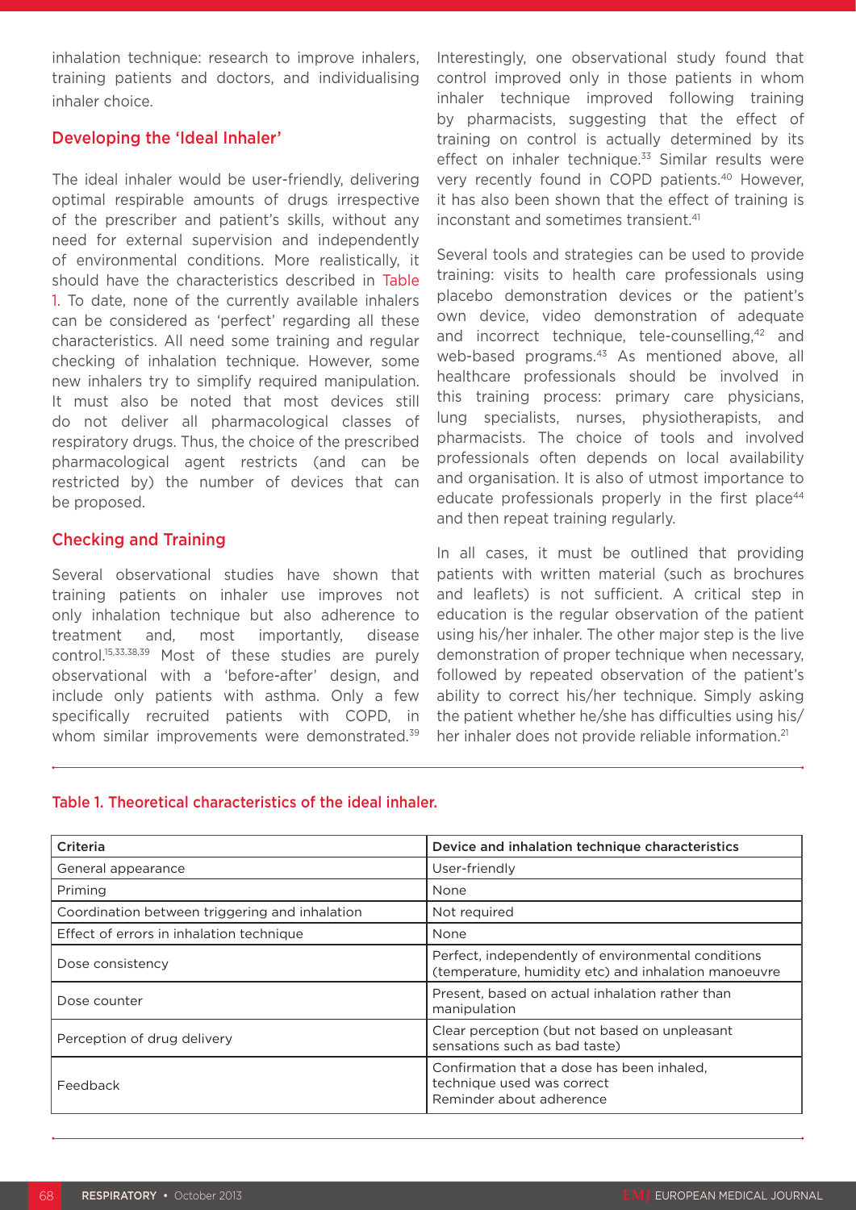inhalation technique: research to improve inhalers, training patients and doctors, and individualising inhaler choice.

## Developing the 'Ideal Inhaler'

The ideal inhaler would be user-friendly, delivering optimal respirable amounts of drugs irrespective of the prescriber and patient's skills, without any need for external supervision and independently of environmental conditions. More realistically, it should have the characteristics described in Table 1. To date, none of the currently available inhalers can be considered as 'perfect' regarding all these characteristics. All need some training and regular checking of inhalation technique. However, some new inhalers try to simplify required manipulation. It must also be noted that most devices still do not deliver all pharmacological classes of respiratory drugs. Thus, the choice of the prescribed pharmacological agent restricts (and can be restricted by) the number of devices that can be proposed.

## Checking and Training

Several observational studies have shown that training patients on inhaler use improves not only inhalation technique but also adherence to treatment and, most importantly, disease control.[15,33,38,39] Most of these studies are purely observational with a 'before-after' design, and include only patients with asthma. Only a few specifically recruited patients with COPD, in whom similar improvements were demonstrated.[39] Interestingly, one observational study found that control improved only in those patients in whom inhaler technique improved following training by pharmacists, suggesting that the effect of training on control is actually determined by its effect on inhaler technique.[33] Similar results were very recently found in COPD patients.[40] However, it has also been shown that the effect of training is inconstant and sometimes transient.[41]

Several tools and strategies can be used to provide training: visits to health care professionals using placebo demonstration devices or the patient's own device, video demonstration of adequate and incorrect technique, tele-counselling,[42] and web-based programs.[43] As mentioned above, all healthcare professionals should be involved in this training process: primary care physicians, lung specialists, nurses, physiotherapists, and pharmacists. The choice of tools and involved professionals often depends on local availability and organisation. It is also of utmost importance to educate professionals properly in the first place[44] and then repeat training regularly.

In all cases, it must be outlined that providing patients with written material (such as brochures and leaflets) is not sufficient. A critical step in education is the regular observation of the patient using his/her inhaler. The other major step is the live demonstration of proper technique when necessary, followed by repeated observation of the patient's ability to correct his/her technique. Simply asking the patient whether he/she has difficulties using his/her inhaler does not provide reliable information.[21]

Table 1. Theoretical characteristics of the ideal inhaler.

| Criteria | Device and inhalation technique characteristics |
|---|---|
| General appearance | User-friendly |
| Priming | None |
| Coordination between triggering and inhalation | Not required |
| Effect of errors in inhalation technique | None |
| Dose consistency | Perfect, independently of environmental conditions (temperature, humidity etc) and inhalation manoeuvre |
| Dose counter | Present, based on actual inhalation rather than manipulation |
| Perception of drug delivery | Clear perception (but not based on unpleasant sensations such as bad taste) |
| Feedback | Confirmation that a dose has been inhaled, technique used was correct<br>Reminder about adherence |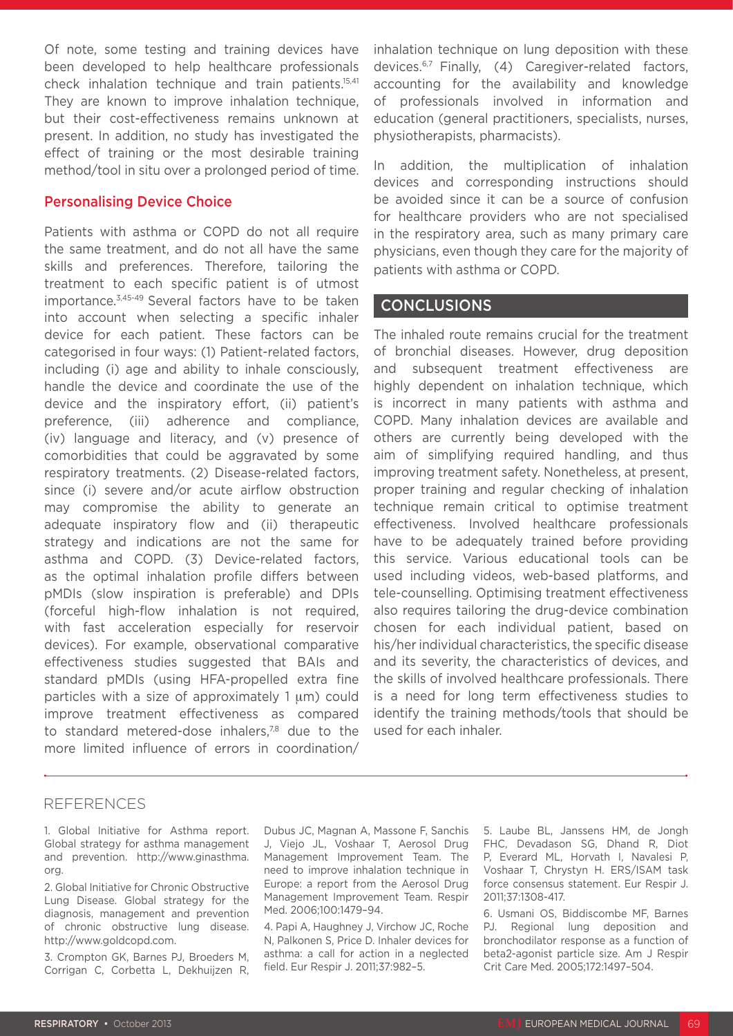Of note, some testing and training devices have been developed to help healthcare professionals check inhalation technique and train patients.[15,41] They are known to improve inhalation technique, but their cost-effectiveness remains unknown at present. In addition, no study has investigated the effect of training or the most desirable training method/tool in situ over a prolonged period of time.

### Personalising Device Choice

Patients with asthma or COPD do not all require the same treatment, and do not all have the same skills and preferences. Therefore, tailoring the treatment to each specific patient is of utmost importance.[3,45-49] Several factors have to be taken into account when selecting a specific inhaler device for each patient. These factors can be categorised in four ways: (1) Patient-related factors, including (i) age and ability to inhale consciously, handle the device and coordinate the use of the device and the inspiratory effort, (ii) patient's preference, (iii) adherence and compliance, (iv) language and literacy, and (v) presence of comorbidities that could be aggravated by some respiratory treatments. (2) Disease-related factors, since (i) severe and/or acute airflow obstruction may compromise the ability to generate an adequate inspiratory flow and (ii) therapeutic strategy and indications are not the same for asthma and COPD. (3) Device-related factors, as the optimal inhalation profile differs between pMDIs (slow inspiration is preferable) and DPIs (forceful high-flow inhalation is not required, with fast acceleration especially for reservoir devices). For example, observational comparative effectiveness studies suggested that BAIs and standard pMDIs (using HFA-propelled extra fine particles with a size of approximately 1 μm) could improve treatment effectiveness as compared to standard metered-dose inhalers,[7,8] due to the more limited influence of errors in coordination/inhalation technique on lung deposition with these devices.[6,7] Finally, (4) Caregiver-related factors, accounting for the availability and knowledge of professionals involved in information and education (general practitioners, specialists, nurses, physiotherapists, pharmacists).

In addition, the multiplication of inhalation devices and corresponding instructions should be avoided since it can be a source of confusion for healthcare providers who are not specialised in the respiratory area, such as many primary care physicians, even though they care for the majority of patients with asthma or COPD.

## CONCLUSIONS

The inhaled route remains crucial for the treatment of bronchial diseases. However, drug deposition and subsequent treatment effectiveness are highly dependent on inhalation technique, which is incorrect in many patients with asthma and COPD. Many inhalation devices are available and others are currently being developed with the aim of simplifying required handling, and thus improving treatment safety. Nonetheless, at present, proper training and regular checking of inhalation technique remain critical to optimise treatment effectiveness. Involved healthcare professionals have to be adequately trained before providing this service. Various educational tools can be used including videos, web-based platforms, and tele-counselling. Optimising treatment effectiveness also requires tailoring the drug-device combination chosen for each individual patient, based on his/her individual characteristics, the specific disease and its severity, the characteristics of devices, and the skills of involved healthcare professionals. There is a need for long term effectiveness studies to identify the training methods/tools that should be used for each inhaler.

## REFERENCES

1. Global Initiative for Asthma report. Global strategy for asthma management and prevention. http://www.ginasthma.org.

2. Global Initiative for Chronic Obstructive Lung Disease. Global strategy for the diagnosis, management and prevention of chronic obstructive lung disease. http://www.goldcopd.com.

3. Crompton GK, Barnes PJ, Broeders M, Corrigan C, Corbetta L, Dekhuijzen R, Dubus JC, Magnan A, Massone F, Sanchis J, Viejo JL, Voshaar T, Aerosol Drug Management Improvement Team. The need to improve inhalation technique in Europe: a report from the Aerosol Drug Management Improvement Team. Respir Med. 2006;100:1479–94.

4. Papi A, Haughney J, Virchow JC, Roche N, Palkonen S, Price D. Inhaler devices for asthma: a call for action in a neglected field. Eur Respir J. 2011;37:982–5.

5. Laube BL, Janssens HM, de Jongh FHC, Devadason SG, Dhand R, Diot P, Everard ML, Horvath I, Navalesi P, Voshaar T, Chrystyn H. ERS/ISAM task force consensus statement. Eur Respir J. 2011;37:1308-417.

6. Usmani OS, Biddiscombe MF, Barnes PJ. Regional lung deposition and bronchodilator response as a function of beta2-agonist particle size. Am J Respir Crit Care Med. 2005;172:1497–504.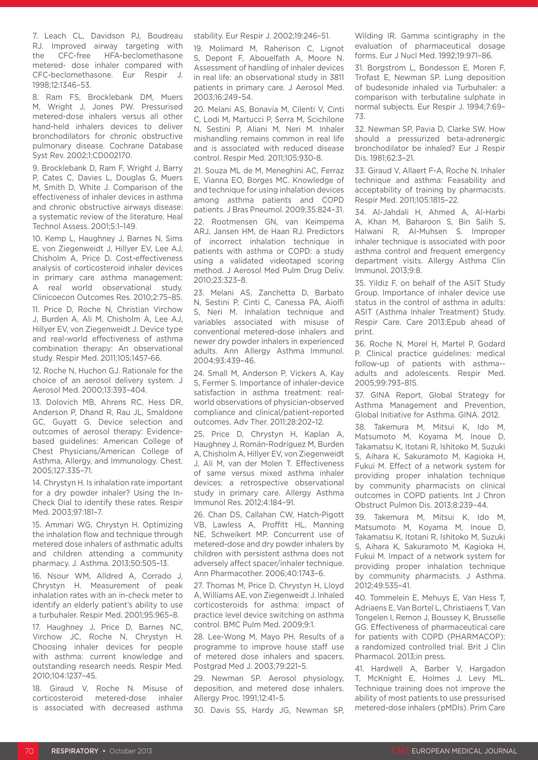7. Leach CL, Davidson PJ, Boudreau RJ. Improved airway targeting with the CFC-free HFA-beclomethasone metered- dose inhaler compared with CFC-beclomethasone. Eur Respir J. 1998;12:1346–53.

8. Ram FS, Brocklebank DM, Muers M, Wright J, Jones PW. Pressurised metered-dose inhalers versus all other hand-held inhalers devices to deliver bronchodilators for chronic obstructive pulmonary disease. Cochrane Database Syst Rev. 2002;1:CD002170.

9. Brocklebank D, Ram F, Wright J, Barry P, Cates C, Davies L, Douglas G, Muers M, Smith D, White J. Comparison of the effectiveness of inhaler devices in asthma and chronic obstructive airways disease: a systematic review of the literature. Heal Technol Assess. 2001;5:1–149.

10. Kemp L, Haughney J, Barnes N, Sims E, von Ziegenweidt J, Hillyer EV, Lee AJ, Chisholm A, Price D. Cost-effectiveness analysis of corticosteroid inhaler devices in primary care asthma management: A real world observational study. Clinicoecon Outcomes Res. 2010;2:75–85.

11. Price D, Roche N, Christian Virchow J, Burden A, Ali M, Chisholm A, Lee AJ, Hillyer EV, von Ziegenweidt J. Device type and real-world effectiveness of asthma combination therapy: An observational study. Respir Med. 2011;105:1457-66.

12. Roche N, Huchon GJ. Rationale for the choice of an aerosol delivery system. J Aerosol Med. 2000;13:393–404.

13. Dolovich MB, Ahrens RC, Hess DR, Anderson P, Dhand R, Rau JL, Smaldone GC, Guyatt G. Device selection and outcomes of aerosol therapy: Evidence-based guidelines: American College of Chest Physicians/American College of Asthma, Allergy, and Immunology. Chest. 2005;127:335–71.

14. Chrystyn H. Is inhalation rate important for a dry powder inhaler? Using the In-Check Dial to identify these rates. Respir Med. 2003;97:181–7.

15. Ammari WG, Chrystyn H. Optimizing the inhalation flow and technique through metered dose inhalers of asthmatic adults and children attending a community pharmacy. J. Asthma. 2013;50:505–13.

16. Nsour WM, Alldred A, Corrado J, Chrystyn H. Measurement of peak inhalation rates with an in-check meter to identify an elderly patient's ability to use a turbuhaler. Respir Med. 2001;95:965–8.

17. Haughney J, Price D, Barnes NC, Virchow JC, Roche N, Chrystyn H. Choosing inhaler devices for people with asthma: current knowledge and outstanding research needs. Respir Med. 2010;104:1237–45.

18. Giraud V, Roche N. Misuse of corticosteroid metered-dose inhaler is associated with decreased asthma stability. Eur Respir J. 2002;19:246–51.

19. Molimard M, Raherison C, Lignot S, Depont F, Abouelfath A, Moore N. Assessment of handling of inhaler devices in real life: an observational study in 3811 patients in primary care. J Aerosol Med. 2003;16:249–54.

20. Melani AS, Bonavia M, Cilenti V, Cinti C, Lodi M, Martucci P, Serra M, Scichilone N, Sestini P, Aliani M, Neri M. Inhaler mishandling remains common in real life and is associated with reduced disease control. Respir Med. 2011;105:930-8.

21. Souza ML de M, Meneghini AC, Ferraz E, Vianna EO, Borges MC. Knowledge of and technique for using inhalation devices among asthma patients and COPD patients. J Bras Pneumol. 2009;35:824–31.

22. Rootmensen GN, van Keimpema ARJ, Jansen HM, de Haan RJ. Predictors of incorrect inhalation technique in patients with asthma or COPD: a study using a validated videotaped scoring method. J Aerosol Med Pulm Drug Deliv. 2010;23:323–8.

23. Melani AS, Zanchetta D, Barbato N, Sestini P, Cinti C, Canessa PA, Aiolfi S, Neri M. Inhalation technique and variables associated with misuse of conventional metered-dose inhalers and newer dry powder inhalers in experienced adults. Ann Allergy Asthma Immunol. 2004;93:439–46.

24. Small M, Anderson P, Vickers A, Kay S, Fermer S. Importance of inhaler-device satisfaction in asthma treatment: real-world observations of physician-observed compliance and clinical/patient-reported outcomes. Adv Ther. 2011;28:202–12.

25. Price D, Chrystyn H, Kaplan A, Haughney J, Román-Rodríguez M, Burden A, Chisholm A, Hillyer EV, von Ziegenweidt J, Ali M, van der Molen T. Effectiveness of same versus mixed asthma inhaler devices: a retrospective observational study in primary care. Allergy Asthma Immunol Res. 2012;4:184–91.

26. Chan DS, Callahan CW, Hatch-Pigott VB, Lawless A, Proffitt HL, Manning NE, Schweikert MP. Concurrent use of metered-dose and dry powder inhalers by children with persistent asthma does not adversely affect spacer/inhaler technique. Ann Pharmacother. 2006;40:1743–6.

27. Thomas M, Price D, Chrystyn H, Lloyd A, Williams AE, von Ziegenweidt J. Inhaled corticosteroids for asthma: impact of practice level device switching on asthma control. BMC Pulm Med. 2009;9:1.

28. Lee-Wong M, Mayo PH. Results of a programme to improve house staff use of metered dose inhalers and spacers. Postgrad Med J. 2003;79:221–5.

29. Newman SP. Aerosol physiology, deposition, and metered dose inhalers. Allergy Proc. 1991;12:41–5.

30. Davis SS, Hardy JG, Newman SP, Wilding IR. Gamma scintigraphy in the evaluation of pharmaceutical dosage forms. Eur J Nucl Med. 1992;19:971–86.

31. Borgstrom L, Bondesson E, Moren F, Trofast E, Newman SP. Lung deposition of budesonide inhaled via Turbuhaler: a comparison with terbutaline sulphate in normal subjects. Eur Respir J. 1994;7:69–73.

32. Newman SP, Pavia D, Clarke SW. How should a pressurized beta-adrenergic bronchodilator be inhaled? Eur J Respir Dis. 1981;62:3–21.

33. Giraud V, Allaert F-A, Roche N. Inhaler technique and asthma: Feasability and acceptability of training by pharmacists. Respir Med. 2011;105:1815–22.

34. Al-Jahdali H, Ahmed A, Al-Harbi A, Khan M, Baharoon S, Bin Salih S, Halwani R, Al-Muhsen S. Improper inhaler technique is associated with poor asthma control and frequent emergency department visits. Allergy Asthma Clin Immunol. 2013;9:8.

35. Yildiz F, on behalf of the ASIT Study Group. Importance of inhaler device use status in the control of asthma in adults: ASIT (Asthma Inhaler Treatment) Study. Respir Care. Care 2013;Epub ahead of print.

36. Roche N, Morel H, Martel P, Godard P. Clinical practice guidelines: medical follow-up of patients with asthma--adults and adolescents. Respir Med. 2005;99:793–815.

37. GINA Report, Global Strategy for Asthma Management and Prevention, Global Initiative for Asthma. GINA. 2012.

38. Takemura M, Mitsui K, Ido M, Matsumoto M, Koyama M, Inoue D, Takamatsu K, Itotani R, Ishitoko M, Suzuki S, Aihara K, Sakuramoto M, Kagioka H, Fukui M. Effect of a network system for providing proper inhalation technique by community pharmacists on clinical outcomes in COPD patients. Int J Chron Obstruct Pulmon Dis. 2013;8:239–44.

39. Takemura M, Mitsui K, Ido M, Matsumoto M, Koyama M, Inoue D, Takamatsu K, Itotani R, Ishitoko M, Suzuki S, Aihara K, Sakuramoto M, Kagioka H, Fukui M. Impact of a network system for providing proper inhalation technique by community pharmacists. J Asthma. 2012;49:535–41.

40. Tommelein E, Mehuys E, Van Hess T, Adriaens E, Van Bortel L, Christiaens T, Van Tongelen I, Remon J, Boussey K, Brusselle GG. Effectiveness of pharmaceutical care for patients with COPD (PHARMACOP): a randomized controlled trial. Brit J Clin Pharmacol. 2013;in press.

41. Hardwell A, Barber V, Hargadon T, McKnight E, Holmes J, Levy ML. Technique training does not improve the ability of most patients to use pressurised metered-dose inhalers (pMDIs). Prim Care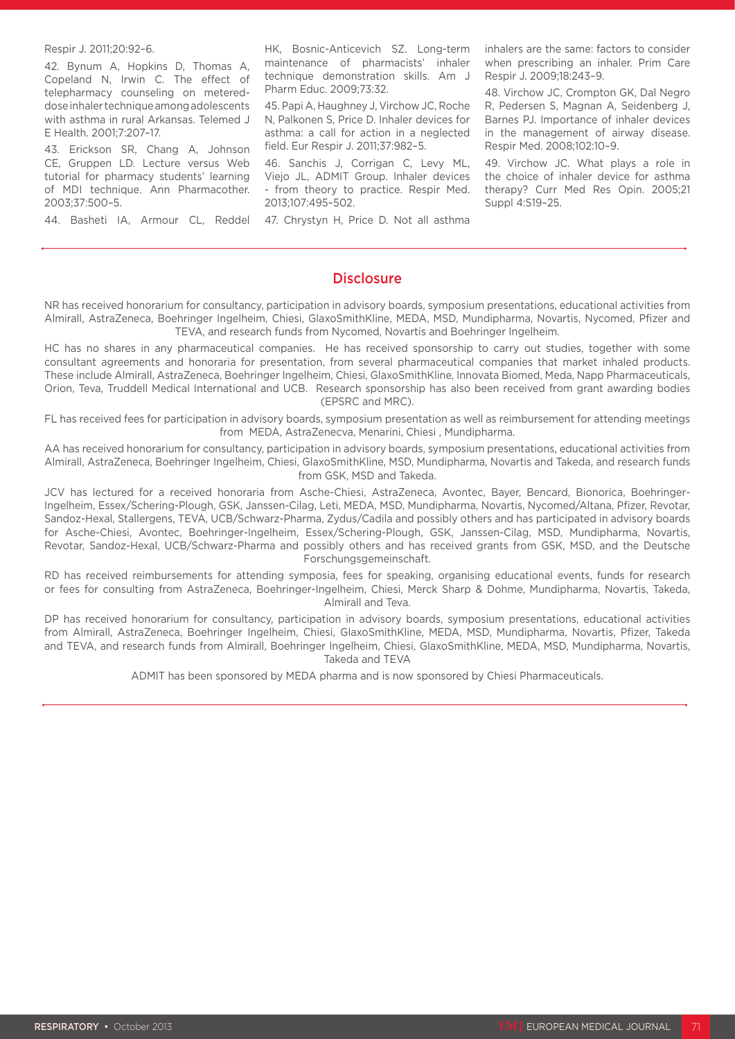Respir J. 2011;20:92–6.

42. Bynum A, Hopkins D, Thomas A, Copeland N, Irwin C. The effect of telepharmacy counseling on metered-dose inhaler technique among adolescents with asthma in rural Arkansas. Telemed J E Health. 2001;7:207–17.

43. Erickson SR, Chang A, Johnson CE, Gruppen LD. Lecture versus Web tutorial for pharmacy students' learning of MDI technique. Ann Pharmacother. 2003;37:500–5.

44. Basheti IA, Armour CL, Reddel HK, Bosnic-Anticevich SZ. Long-term maintenance of pharmacists' inhaler technique demonstration skills. Am J Pharm Educ. 2009;73:32.

45. Papi A, Haughney J, Virchow JC, Roche N, Palkonen S, Price D. Inhaler devices for asthma: a call for action in a neglected field. Eur Respir J. 2011;37:982–5.

46. Sanchis J, Corrigan C, Levy ML, Viejo JL, ADMIT Group. Inhaler devices - from theory to practice. Respir Med. 2013;107:495–502.

47. Chrystyn H, Price D. Not all asthma inhalers are the same: factors to consider when prescribing an inhaler. Prim Care Respir J. 2009;18:243–9.

48. Virchow JC, Crompton GK, Dal Negro R, Pedersen S, Magnan A, Seidenberg J, Barnes PJ. Importance of inhaler devices in the management of airway disease. Respir Med. 2008;102:10–9.

49. Virchow JC. What plays a role in the choice of inhaler device for asthma therapy? Curr Med Res Opin. 2005;21 Suppl 4:S19–25.

## Disclosure

NR has received honorarium for consultancy, participation in advisory boards, symposium presentations, educational activities from Almirall, AstraZeneca, Boehringer Ingelheim, Chiesi, GlaxoSmithKline, MEDA, MSD, Mundipharma, Novartis, Nycomed, Pfizer and TEVA, and research funds from Nycomed, Novartis and Boehringer Ingelheim.

HC has no shares in any pharmaceutical companies. He has received sponsorship to carry out studies, together with some consultant agreements and honoraria for presentation, from several pharmaceutical companies that market inhaled products. These include Almirall, AstraZeneca, Boehringer Ingelheim, Chiesi, GlaxoSmithKline, Innovata Biomed, Meda, Napp Pharmaceuticals, Orion, Teva, Truddell Medical International and UCB. Research sponsorship has also been received from grant awarding bodies (EPSRC and MRC).

FL has received fees for participation in advisory boards, symposium presentation as well as reimbursement for attending meetings from MEDA, AstraZenecva, Menarini, Chiesi , Mundipharma.

AA has received honorarium for consultancy, participation in advisory boards, symposium presentations, educational activities from Almirall, AstraZeneca, Boehringer Ingelheim, Chiesi, GlaxoSmithKline, MSD, Mundipharma, Novartis and Takeda, and research funds from GSK, MSD and Takeda.

JCV has lectured for a received honoraria from Asche-Chiesi, AstraZeneca, Avontec, Bayer, Bencard, Bionorica, Boehringer-Ingelheim, Essex/Schering-Plough, GSK, Janssen-Cilag, Leti, MEDA, MSD, Mundipharma, Novartis, Nycomed/Altana, Pfizer, Revotar, Sandoz-Hexal, Stallergens, TEVA, UCB/Schwarz-Pharma, Zydus/Cadila and possibly others and has participated in advisory boards for Asche-Chiesi, Avontec, Boehringer-Ingelheim, Essex/Schering-Plough, GSK, Janssen-Cilag, MSD, Mundipharma, Novartis, Revotar, Sandoz-Hexal, UCB/Schwarz-Pharma and possibly others and has received grants from GSK, MSD, and the Deutsche Forschungsgemeinschaft.

RD has received reimbursements for attending symposia, fees for speaking, organising educational events, funds for research or fees for consulting from AstraZeneca, Boehringer-Ingelheim, Chiesi, Merck Sharp & Dohme, Mundipharma, Novartis, Takeda, Almirall and Teva.

DP has received honorarium for consultancy, participation in advisory boards, symposium presentations, educational activities from Almirall, AstraZeneca, Boehringer Ingelheim, Chiesi, GlaxoSmithKline, MEDA, MSD, Mundipharma, Novartis, Pfizer, Takeda and TEVA, and research funds from Almirall, Boehringer Ingelheim, Chiesi, GlaxoSmithKline, MEDA, MSD, Mundipharma, Novartis, Takeda and TEVA

ADMIT has been sponsored by MEDA pharma and is now sponsored by Chiesi Pharmaceuticals.